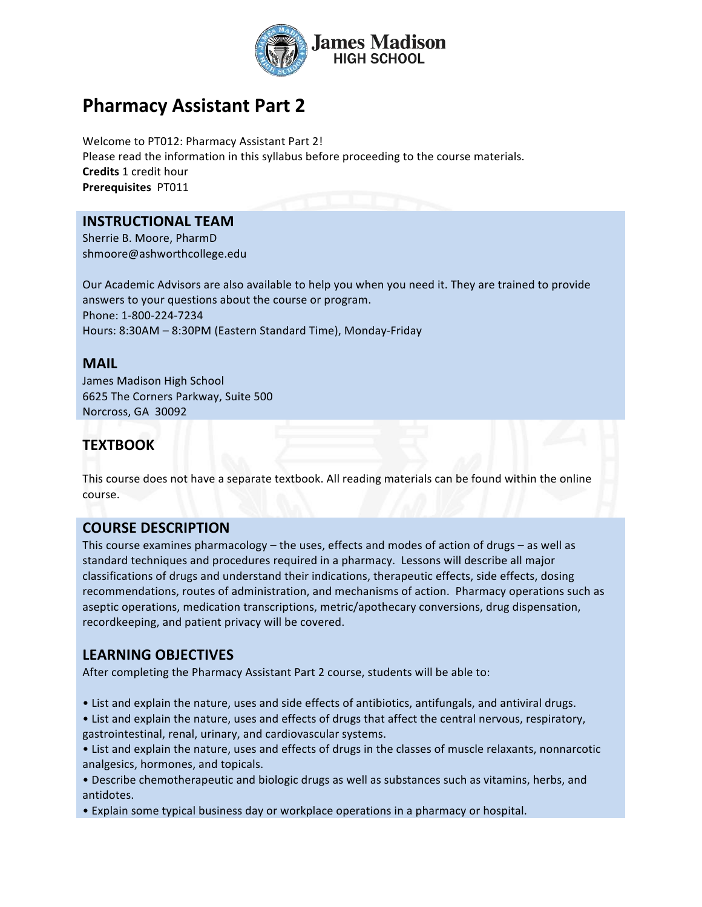James Madison HIGH SCHOOL

# Pharmacy Assistant Part 2

Welcome to PT012: Pharmacy Assistant Part 2!
Please read the information in this syllabus before proceeding to the course materials.
**Credits** 1 credit hour
**Prerequisites** PT011

## INSTRUCTIONAL TEAM

Sherrie B. Moore, PharmD
shmoore@ashworthcollege.edu

Our Academic Advisors are also available to help you when you need it. They are trained to provide answers to your questions about the course or program.
Phone: 1-800-224-7234
Hours: 8:30AM – 8:30PM (Eastern Standard Time), Monday-Friday

## MAIL

James Madison High School
6625 The Corners Parkway, Suite 500
Norcross, GA 30092

## TEXTBOOK

This course does not have a separate textbook. All reading materials can be found within the online course.

## COURSE DESCRIPTION

This course examines pharmacology – the uses, effects and modes of action of drugs – as well as standard techniques and procedures required in a pharmacy. Lessons will describe all major classifications of drugs and understand their indications, therapeutic effects, side effects, dosing recommendations, routes of administration, and mechanisms of action. Pharmacy operations such as aseptic operations, medication transcriptions, metric/apothecary conversions, drug dispensation, recordkeeping, and patient privacy will be covered.

## LEARNING OBJECTIVES

After completing the Pharmacy Assistant Part 2 course, students will be able to:

- List and explain the nature, uses and side effects of antibiotics, antifungals, and antiviral drugs.
- List and explain the nature, uses and effects of drugs that affect the central nervous, respiratory, gastrointestinal, renal, urinary, and cardiovascular systems.
- List and explain the nature, uses and effects of drugs in the classes of muscle relaxants, nonnarcotic analgesics, hormones, and topicals.
- Describe chemotherapeutic and biologic drugs as well as substances such as vitamins, herbs, and antidotes.
- Explain some typical business day or workplace operations in a pharmacy or hospital.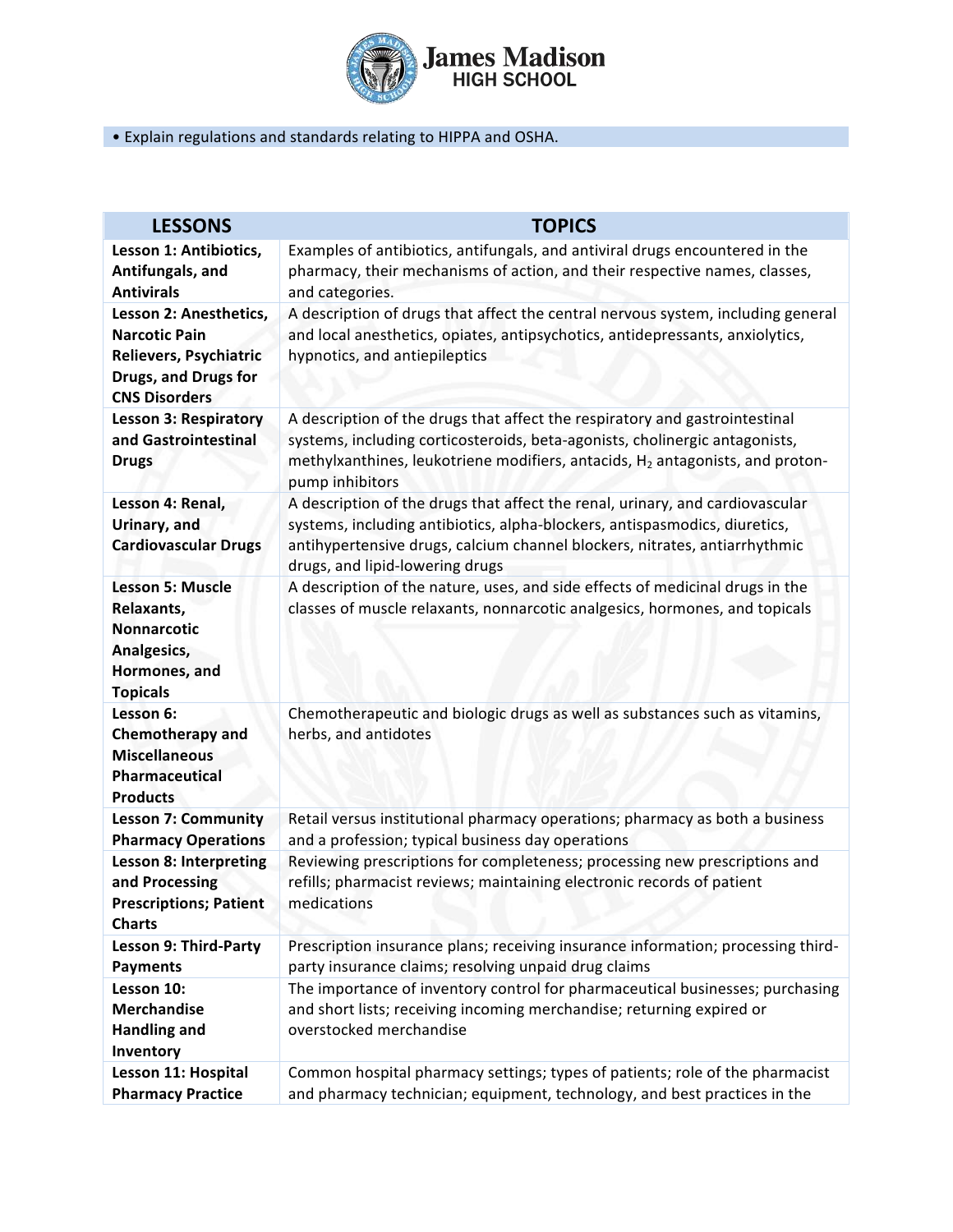- Explain regulations and standards relating to HIPPA and OSHA.

| LESSONS | TOPICS |
|---|---|
| **Lesson 1: Antibiotics, Antifungals, and Antivirals** | Examples of antibiotics, antifungals, and antiviral drugs encountered in the pharmacy, their mechanisms of action, and their respective names, classes, and categories. |
| **Lesson 2: Anesthetics, Narcotic Pain Relievers, Psychiatric Drugs, and Drugs for CNS Disorders** | A description of drugs that affect the central nervous system, including general and local anesthetics, opiates, antipsychotics, antidepressants, anxiolytics, hypnotics, and antiepileptics |
| **Lesson 3: Respiratory and Gastrointestinal Drugs** | A description of the drugs that affect the respiratory and gastrointestinal systems, including corticosteroids, beta-agonists, cholinergic antagonists, methylxanthines, leukotriene modifiers, antacids, $H_2$ antagonists, and proton-pump inhibitors |
| **Lesson 4: Renal, Urinary, and Cardiovascular Drugs** | A description of the drugs that affect the renal, urinary, and cardiovascular systems, including antibiotics, alpha-blockers, antispasmodics, diuretics, antihypertensive drugs, calcium channel blockers, nitrates, antiarrhythmic drugs, and lipid-lowering drugs |
| **Lesson 5: Muscle Relaxants, Nonnarcotic Analgesics, Hormones, and Topicals** | A description of the nature, uses, and side effects of medicinal drugs in the classes of muscle relaxants, nonnarcotic analgesics, hormones, and topicals |
| **Lesson 6: Chemotherapy and Miscellaneous Pharmaceutical Products** | Chemotherapeutic and biologic drugs as well as substances such as vitamins, herbs, and antidotes |
| **Lesson 7: Community Pharmacy Operations** | Retail versus institutional pharmacy operations; pharmacy as both a business and a profession; typical business day operations |
| **Lesson 8: Interpreting and Processing Prescriptions; Patient Charts** | Reviewing prescriptions for completeness; processing new prescriptions and refills; pharmacist reviews; maintaining electronic records of patient medications |
| **Lesson 9: Third-Party Payments** | Prescription insurance plans; receiving insurance information; processing third-party insurance claims; resolving unpaid drug claims |
| **Lesson 10: Merchandise Handling and Inventory** | The importance of inventory control for pharmaceutical businesses; purchasing and short lists; receiving incoming merchandise; returning expired or overstocked merchandise |
| **Lesson 11: Hospital Pharmacy Practice** | Common hospital pharmacy settings; types of patients; role of the pharmacist and pharmacy technician; equipment, technology, and best practices in the |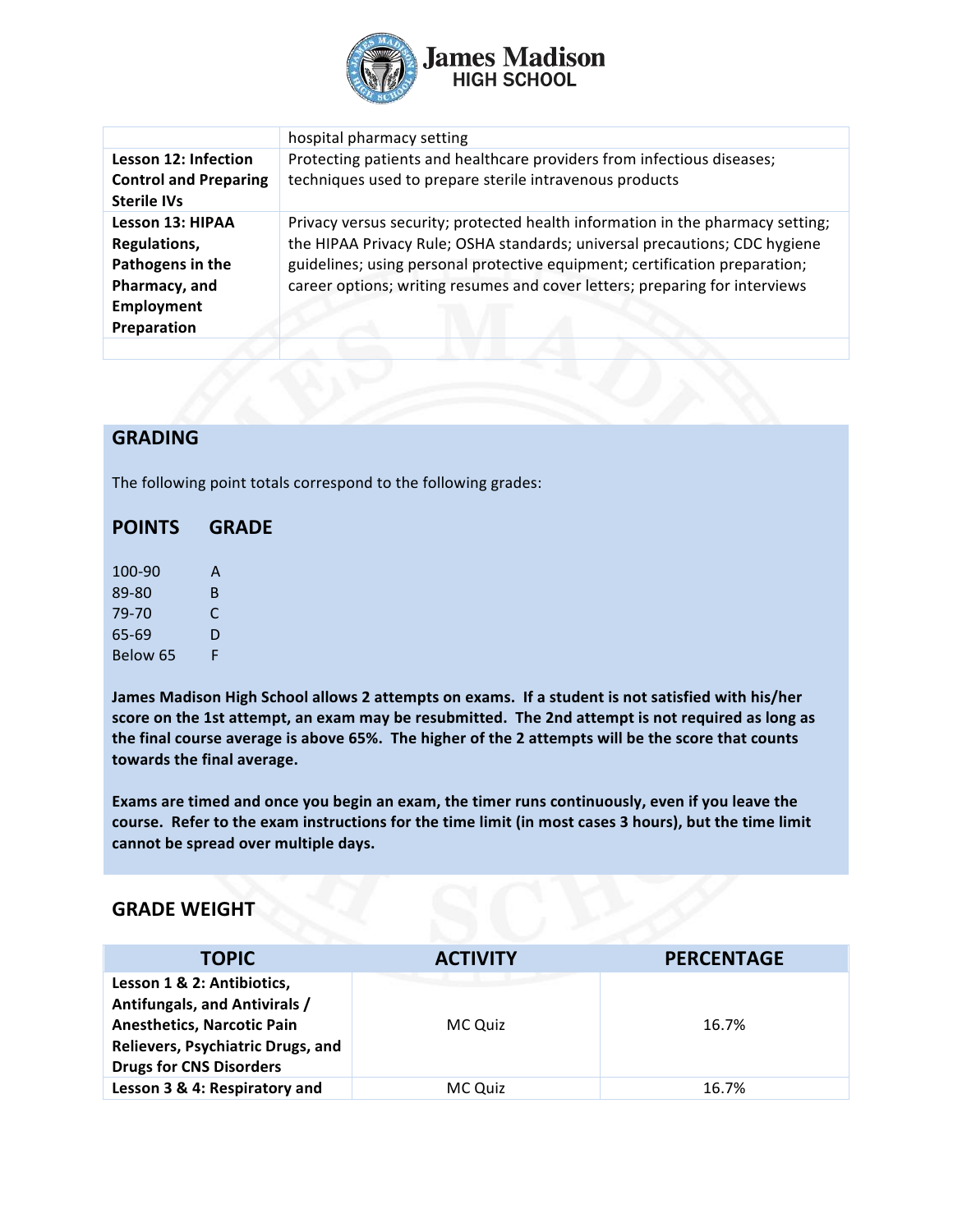| | hospital pharmacy setting |
|---|---|
| **Lesson 12: Infection Control and Preparing Sterile IVs** | Protecting patients and healthcare providers from infectious diseases; techniques used to prepare sterile intravenous products |
| **Lesson 13: HIPAA Regulations, Pathogens in the Pharmacy, and Employment Preparation** | Privacy versus security; protected health information in the pharmacy setting; the HIPAA Privacy Rule; OSHA standards; universal precautions; CDC hygiene guidelines; using personal protective equipment; certification preparation; career options; writing resumes and cover letters; preparing for interviews |
| | |

## GRADING

The following point totals correspond to the following grades:

| POINTS | GRADE |
|---|---|
| 100-90 | A |
| 89-80 | B |
| 79-70 | C |
| 65-69 | D |
| Below 65 | F |

**James Madison High School allows 2 attempts on exams. If a student is not satisfied with his/her score on the 1st attempt, an exam may be resubmitted. The 2nd attempt is not required as long as the final course average is above 65%. The higher of the 2 attempts will be the score that counts towards the final average.**

**Exams are timed and once you begin an exam, the timer runs continuously, even if you leave the course. Refer to the exam instructions for the time limit (in most cases 3 hours), but the time limit cannot be spread over multiple days.**

## GRADE WEIGHT

| TOPIC | ACTIVITY | PERCENTAGE |
|---|---|---|
| **Lesson 1 & 2: Antibiotics, Antifungals, and Antivirals / Anesthetics, Narcotic Pain Relievers, Psychiatric Drugs, and Drugs for CNS Disorders** | MC Quiz | 16.7% |
| **Lesson 3 & 4: Respiratory and** | MC Quiz | 16.7% |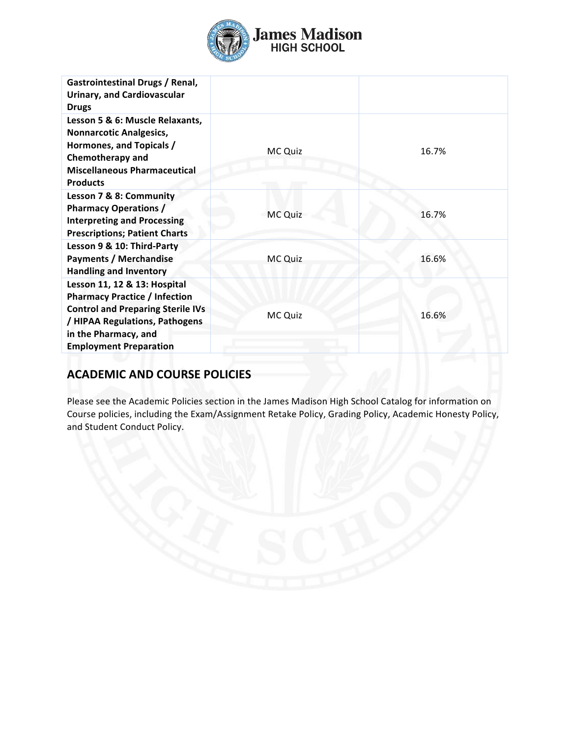| | | |
|---|---|---|
| **Gastrointestinal Drugs / Renal, Urinary, and Cardiovascular Drugs** | | |
| **Lesson 5 & 6: Muscle Relaxants, Nonnarcotic Analgesics, Hormones, and Topicals / Chemotherapy and Miscellaneous Pharmaceutical Products** | MC Quiz | 16.7% |
| **Lesson 7 & 8: Community Pharmacy Operations / Interpreting and Processing Prescriptions; Patient Charts** | MC Quiz | 16.7% |
| **Lesson 9 & 10: Third-Party Payments / Merchandise Handling and Inventory** | MC Quiz | 16.6% |
| **Lesson 11, 12 & 13: Hospital Pharmacy Practice / Infection Control and Preparing Sterile IVs / HIPAA Regulations, Pathogens in the Pharmacy, and Employment Preparation** | MC Quiz | 16.6% |

## ACADEMIC AND COURSE POLICIES

Please see the Academic Policies section in the James Madison High School Catalog for information on Course policies, including the Exam/Assignment Retake Policy, Grading Policy, Academic Honesty Policy, and Student Conduct Policy.